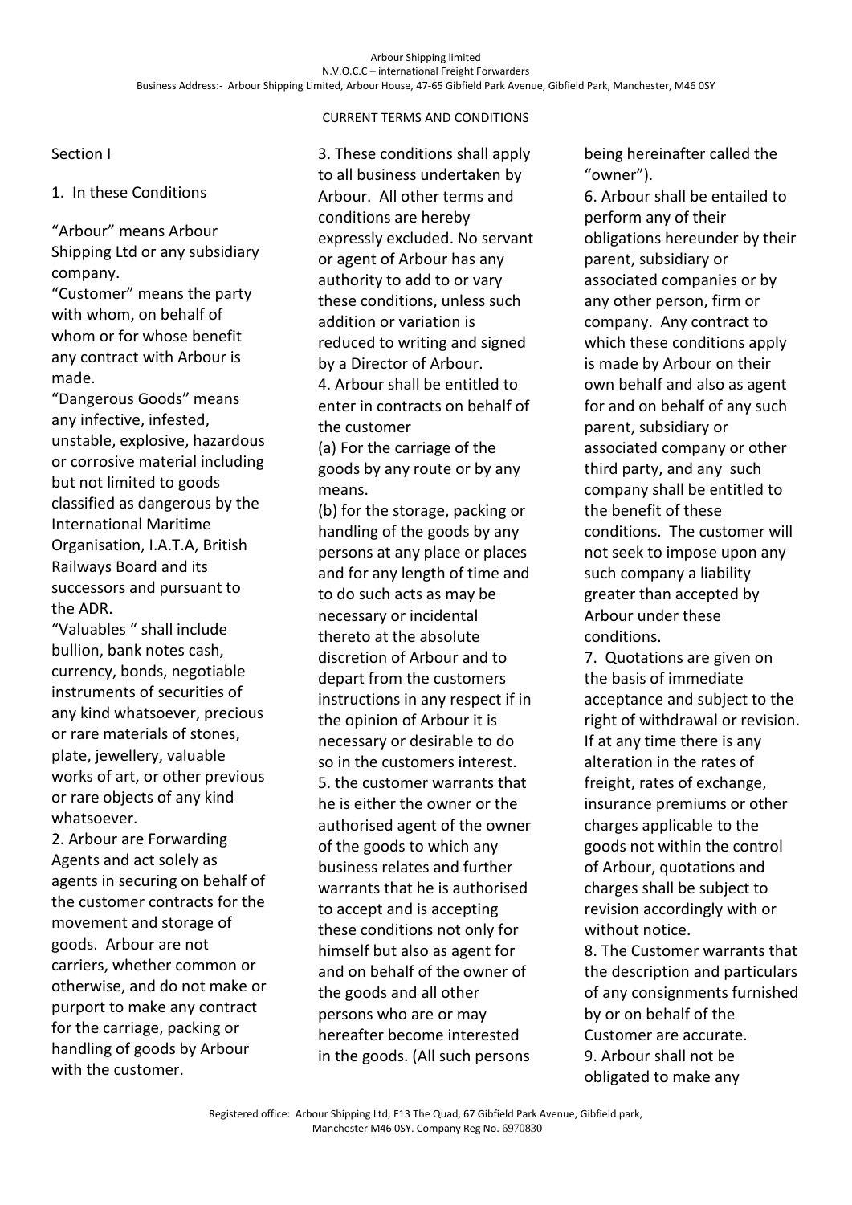Arbour Shipping limited
N.V.O.C.C – international Freight Forwarders
Business Address:- Arbour Shipping Limited, Arbour House, 47-65 Gibfield Park Avenue, Gibfield Park, Manchester, M46 0SY

CURRENT TERMS AND CONDITIONS

## Section I

1. In these Conditions

"Arbour" means Arbour Shipping Ltd or any subsidiary company.

"Customer" means the party with whom, on behalf of whom or for whose benefit any contract with Arbour is made.

"Dangerous Goods" means any infective, infested, unstable, explosive, hazardous or corrosive material including but not limited to goods classified as dangerous by the International Maritime Organisation, I.A.T.A, British Railways Board and its successors and pursuant to the ADR.

"Valuables " shall include bullion, bank notes cash, currency, bonds, negotiable instruments of securities of any kind whatsoever, precious or rare materials of stones, plate, jewellery, valuable works of art, or other previous or rare objects of any kind whatsoever.

2. Arbour are Forwarding Agents and act solely as agents in securing on behalf of the customer contracts for the movement and storage of goods. Arbour are not carriers, whether common or otherwise, and do not make or purport to make any contract for the carriage, packing or handling of goods by Arbour with the customer.

3. These conditions shall apply to all business undertaken by Arbour. All other terms and conditions are hereby expressly excluded. No servant or agent of Arbour has any authority to add to or vary these conditions, unless such addition or variation is reduced to writing and signed by a Director of Arbour.

4. Arbour shall be entitled to enter in contracts on behalf of the customer

(a) For the carriage of the goods by any route or by any means.

(b) for the storage, packing or handling of the goods by any persons at any place or places and for any length of time and to do such acts as may be necessary or incidental thereto at the absolute discretion of Arbour and to depart from the customers instructions in any respect if in the opinion of Arbour it is necessary or desirable to do so in the customers interest.

5. the customer warrants that he is either the owner or the authorised agent of the owner of the goods to which any business relates and further warrants that he is authorised to accept and is accepting these conditions not only for himself but also as agent for and on behalf of the owner of the goods and all other persons who are or may hereafter become interested in the goods. (All such persons being hereinafter called the "owner").

6. Arbour shall be entailed to perform any of their obligations hereunder by their parent, subsidiary or associated companies or by any other person, firm or company. Any contract to which these conditions apply is made by Arbour on their own behalf and also as agent for and on behalf of any such parent, subsidiary or associated company or other third party, and any such company shall be entitled to the benefit of these conditions. The customer will not seek to impose upon any such company a liability greater than accepted by Arbour under these conditions.

7. Quotations are given on the basis of immediate acceptance and subject to the right of withdrawal or revision. If at any time there is any alteration in the rates of freight, rates of exchange, insurance premiums or other charges applicable to the goods not within the control of Arbour, quotations and charges shall be subject to revision accordingly with or without notice.

8. The Customer warrants that the description and particulars of any consignments furnished by or on behalf of the Customer are accurate.

9. Arbour shall not be obligated to make any

Registered office: Arbour Shipping Ltd, F13 The Quad, 67 Gibfield Park Avenue, Gibfield park, Manchester M46 0SY. Company Reg No. 6970830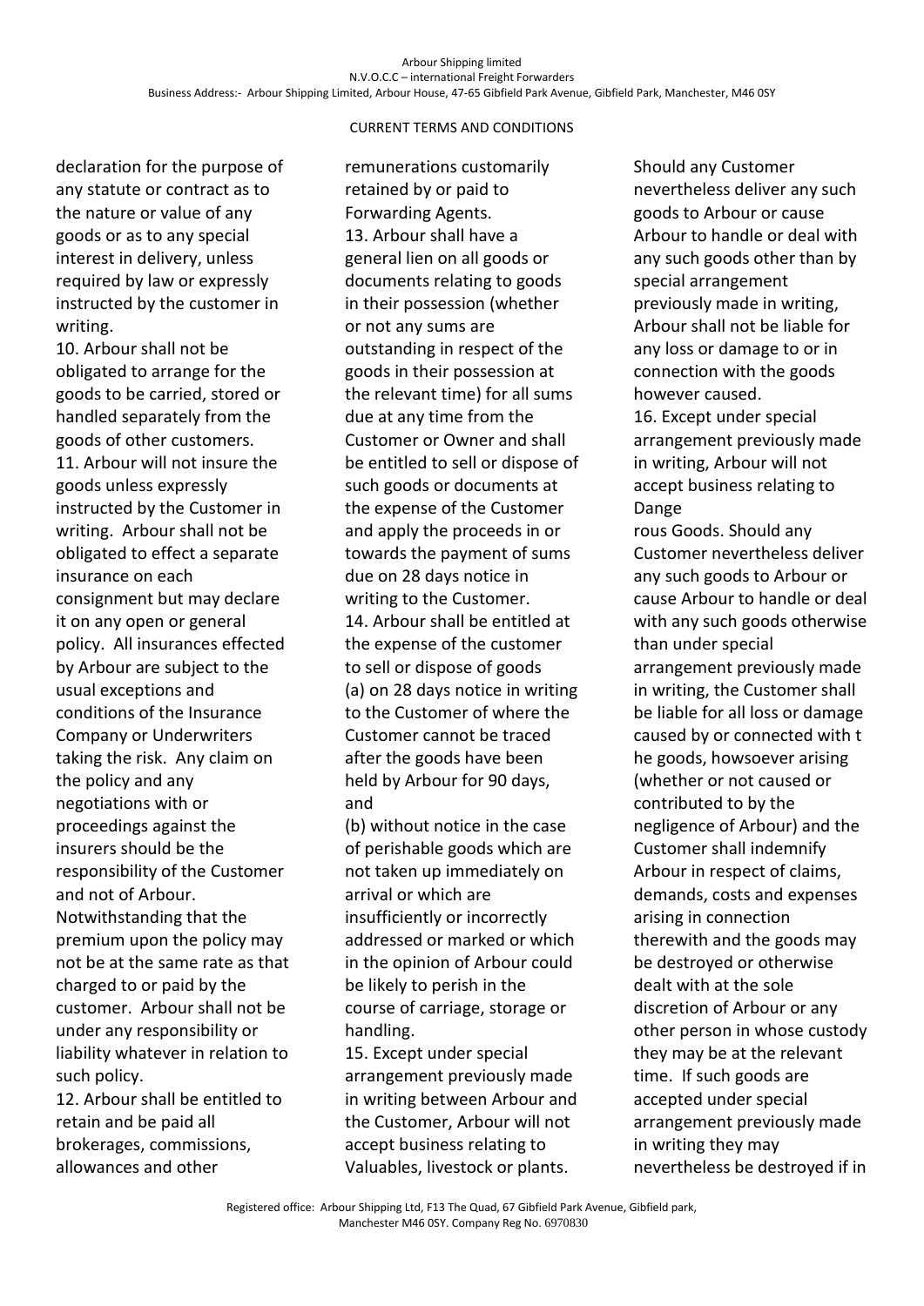CURRENT TERMS AND CONDITIONS

declaration for the purpose of any statute or contract as to the nature or value of any goods or as to any special interest in delivery, unless required by law or expressly instructed by the customer in writing.

10. Arbour shall not be obligated to arrange for the goods to be carried, stored or handled separately from the goods of other customers.

11. Arbour will not insure the goods unless expressly instructed by the Customer in writing. Arbour shall not be obligated to effect a separate insurance on each consignment but may declare it on any open or general policy. All insurances effected by Arbour are subject to the usual exceptions and conditions of the Insurance Company or Underwriters taking the risk. Any claim on the policy and any negotiations with or proceedings against the insurers should be the responsibility of the Customer and not of Arbour. Notwithstanding that the premium upon the policy may not be at the same rate as that charged to or paid by the customer. Arbour shall not be under any responsibility or liability whatever in relation to such policy.

12. Arbour shall be entitled to retain and be paid all brokerages, commissions, allowances and other remunerations customarily retained by or paid to Forwarding Agents.

13. Arbour shall have a general lien on all goods or documents relating to goods in their possession (whether or not any sums are outstanding in respect of the goods in their possession at the relevant time) for all sums due at any time from the Customer or Owner and shall be entitled to sell or dispose of such goods or documents at the expense of the Customer and apply the proceeds in or towards the payment of sums due on 28 days notice in writing to the Customer.

14. Arbour shall be entitled at the expense of the customer to sell or dispose of goods

(a) on 28 days notice in writing to the Customer of where the Customer cannot be traced after the goods have been held by Arbour for 90 days, and

(b) without notice in the case of perishable goods which are not taken up immediately on arrival or which are insufficiently or incorrectly addressed or marked or which in the opinion of Arbour could be likely to perish in the course of carriage, storage or handling.

15. Except under special arrangement previously made in writing between Arbour and the Customer, Arbour will not accept business relating to Valuables, livestock or plants. Should any Customer nevertheless deliver any such goods to Arbour or cause Arbour to handle or deal with any such goods other than by special arrangement previously made in writing, Arbour shall not be liable for any loss or damage to or in connection with the goods however caused.

16. Except under special arrangement previously made in writing, Arbour will not accept business relating to Dangerous Goods. Should any Customer nevertheless deliver any such goods to Arbour or cause Arbour to handle or deal with any such goods otherwise than under special arrangement previously made in writing, the Customer shall be liable for all loss or damage caused by or connected with the goods, howsoever arising (whether or not caused or contributed to by the negligence of Arbour) and the Customer shall indemnify Arbour in respect of claims, demands, costs and expenses arising in connection therewith and the goods may be destroyed or otherwise dealt with at the sole discretion of Arbour or any other person in whose custody they may be at the relevant time. If such goods are accepted under special arrangement previously made in writing they may nevertheless be destroyed if in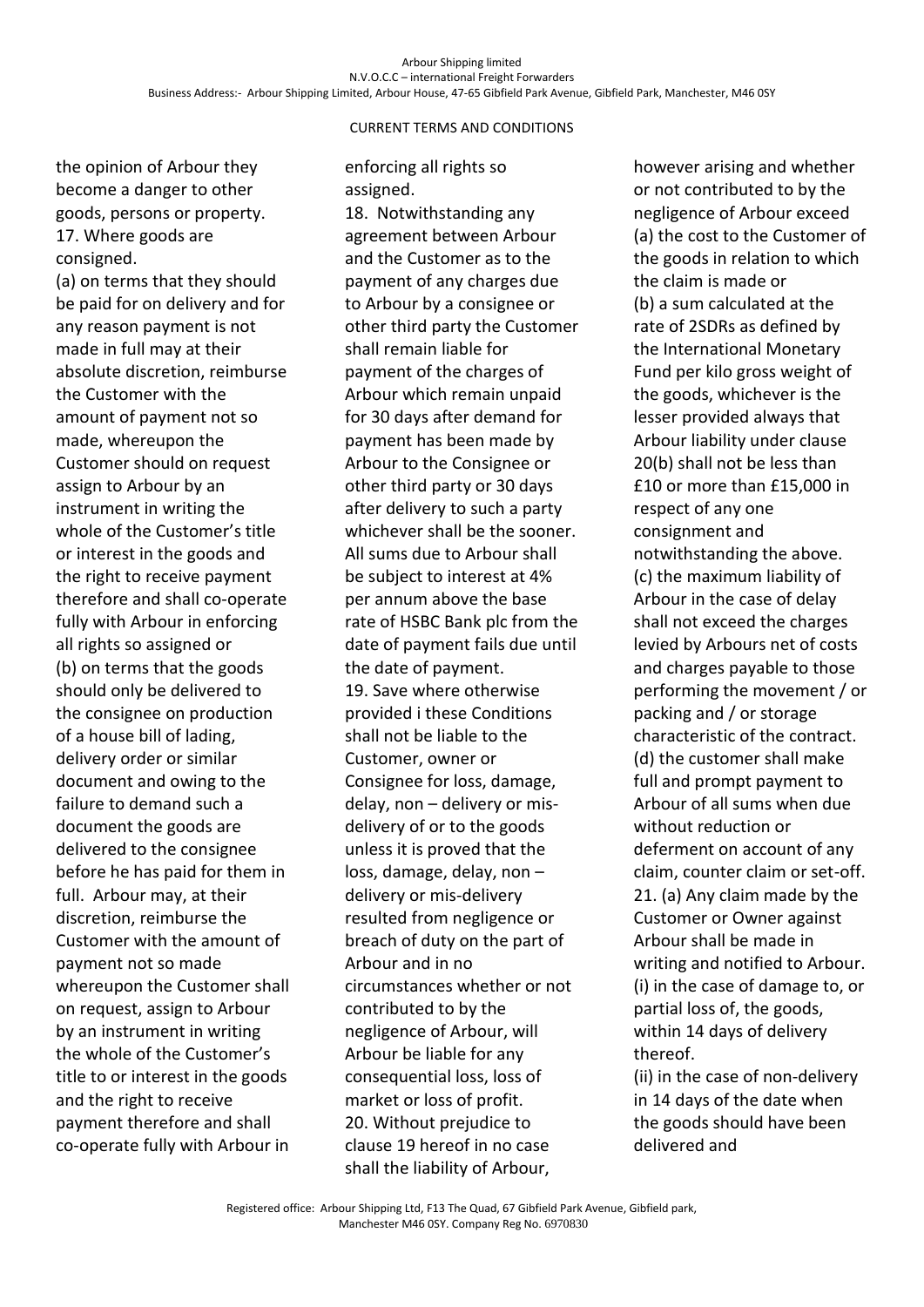CURRENT TERMS AND CONDITIONS

the opinion of Arbour they become a danger to other goods, persons or property.

17. Where goods are consigned.

(a) on terms that they should be paid for on delivery and for any reason payment is not made in full may at their absolute discretion, reimburse the Customer with the amount of payment not so made, whereupon the Customer should on request assign to Arbour by an instrument in writing the whole of the Customer's title or interest in the goods and the right to receive payment therefore and shall co-operate fully with Arbour in enforcing all rights so assigned or

(b) on terms that the goods should only be delivered to the consignee on production of a house bill of lading, delivery order or similar document and owing to the failure to demand such a document the goods are delivered to the consignee before he has paid for them in full. Arbour may, at their discretion, reimburse the Customer with the amount of payment not so made whereupon the Customer shall on request, assign to Arbour by an instrument in writing the whole of the Customer's title to or interest in the goods and the right to receive payment therefore and shall co-operate fully with Arbour in enforcing all rights so assigned.

18. Notwithstanding any agreement between Arbour and the Customer as to the payment of any charges due to Arbour by a consignee or other third party the Customer shall remain liable for payment of the charges of Arbour which remain unpaid for 30 days after demand for payment has been made by Arbour to the Consignee or other third party or 30 days after delivery to such a party whichever shall be the sooner. All sums due to Arbour shall be subject to interest at 4% per annum above the base rate of HSBC Bank plc from the date of payment fails due until the date of payment.

19. Save where otherwise provided i these Conditions shall not be liable to the Customer, owner or Consignee for loss, damage, delay, non – delivery or mis-delivery of or to the goods unless it is proved that the loss, damage, delay, non – delivery or mis-delivery resulted from negligence or breach of duty on the part of Arbour and in no circumstances whether or not contributed to by the negligence of Arbour, will Arbour be liable for any consequential loss, loss of market or loss of profit.

20. Without prejudice to clause 19 hereof in no case shall the liability of Arbour, however arising and whether or not contributed to by the negligence of Arbour exceed

(a) the cost to the Customer of the goods in relation to which the claim is made or

(b) a sum calculated at the rate of 2SDRs as defined by the International Monetary Fund per kilo gross weight of the goods, whichever is the lesser provided always that Arbour liability under clause 20(b) shall not be less than £10 or more than £15,000 in respect of any one consignment and notwithstanding the above.

(c) the maximum liability of Arbour in the case of delay shall not exceed the charges levied by Arbours net of costs and charges payable to those performing the movement / or packing and / or storage characteristic of the contract.

(d) the customer shall make full and prompt payment to Arbour of all sums when due without reduction or deferment on account of any claim, counter claim or set-off.

21. (a) Any claim made by the Customer or Owner against Arbour shall be made in writing and notified to Arbour.

(i) in the case of damage to, or partial loss of, the goods, within 14 days of delivery thereof.

(ii) in the case of non-delivery in 14 days of the date when the goods should have been delivered and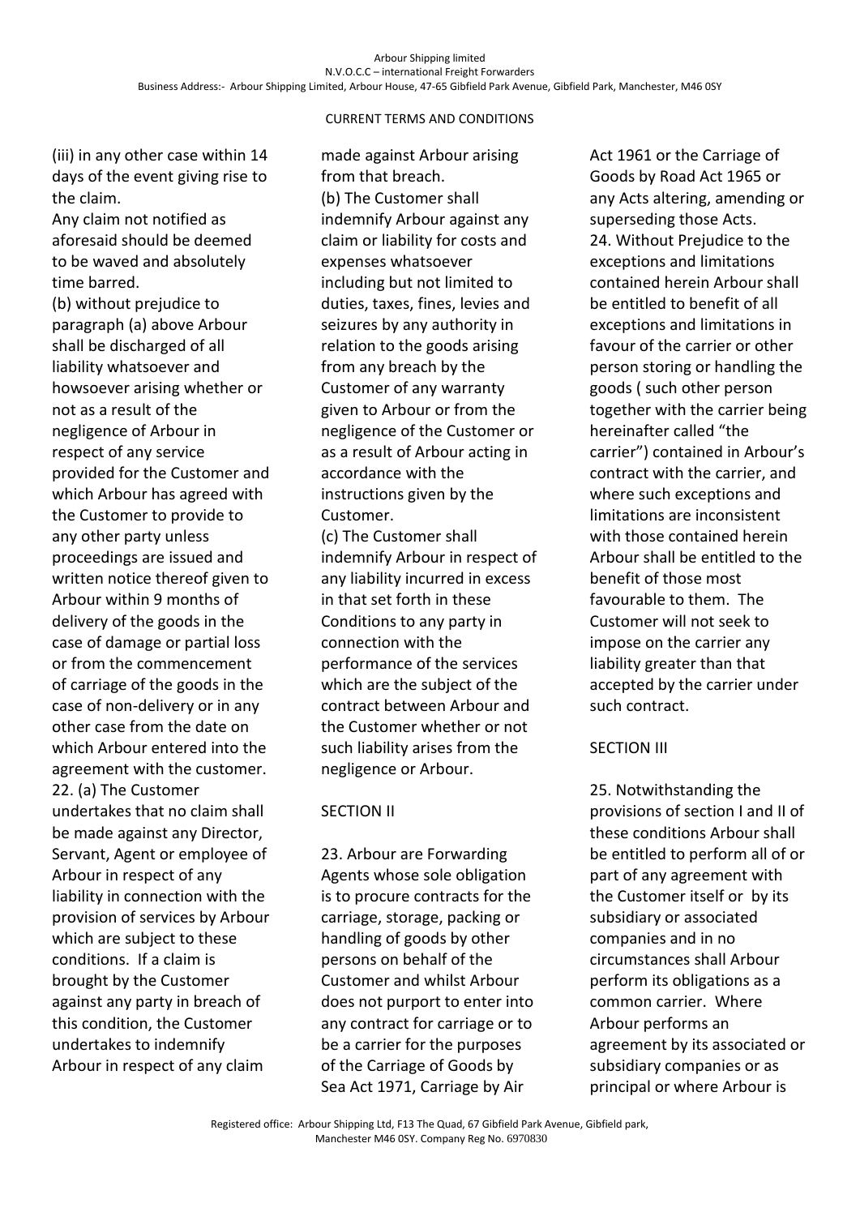CURRENT TERMS AND CONDITIONS

(iii) in any other case within 14 days of the event giving rise to the claim.

Any claim not notified as aforesaid should be deemed to be waved and absolutely time barred.

(b) without prejudice to paragraph (a) above Arbour shall be discharged of all liability whatsoever and howsoever arising whether or not as a result of the negligence of Arbour in respect of any service provided for the Customer and which Arbour has agreed with the Customer to provide to any other party unless proceedings are issued and written notice thereof given to Arbour within 9 months of delivery of the goods in the case of damage or partial loss or from the commencement of carriage of the goods in the case of non-delivery or in any other case from the date on which Arbour entered into the agreement with the customer.

22. (a) The Customer undertakes that no claim shall be made against any Director, Servant, Agent or employee of Arbour in respect of any liability in connection with the provision of services by Arbour which are subject to these conditions. If a claim is brought by the Customer against any party in breach of this condition, the Customer undertakes to indemnify Arbour in respect of any claim made against Arbour arising from that breach.

(b) The Customer shall indemnify Arbour against any claim or liability for costs and expenses whatsoever including but not limited to duties, taxes, fines, levies and seizures by any authority in relation to the goods arising from any breach by the Customer of any warranty given to Arbour or from the negligence of the Customer or as a result of Arbour acting in accordance with the instructions given by the Customer.

(c) The Customer shall indemnify Arbour in respect of any liability incurred in excess in that set forth in these Conditions to any party in connection with the performance of the services which are the subject of the contract between Arbour and the Customer whether or not such liability arises from the negligence or Arbour.

## SECTION II

23. Arbour are Forwarding Agents whose sole obligation is to procure contracts for the carriage, storage, packing or handling of goods by other persons on behalf of the Customer and whilst Arbour does not purport to enter into any contract for carriage or to be a carrier for the purposes of the Carriage of Goods by Sea Act 1971, Carriage by Air Act 1961 or the Carriage of Goods by Road Act 1965 or any Acts altering, amending or superseding those Acts.

24. Without Prejudice to the exceptions and limitations contained herein Arbour shall be entitled to benefit of all exceptions and limitations in favour of the carrier or other person storing or handling the goods ( such other person together with the carrier being hereinafter called "the carrier") contained in Arbour's contract with the carrier, and where such exceptions and limitations are inconsistent with those contained herein Arbour shall be entitled to the benefit of those most favourable to them. The Customer will not seek to impose on the carrier any liability greater than that accepted by the carrier under such contract.

## SECTION III

25. Notwithstanding the provisions of section I and II of these conditions Arbour shall be entitled to perform all of or part of any agreement with the Customer itself or by its subsidiary or associated companies and in no circumstances shall Arbour perform its obligations as a common carrier. Where Arbour performs an agreement by its associated or subsidiary companies or as principal or where Arbour is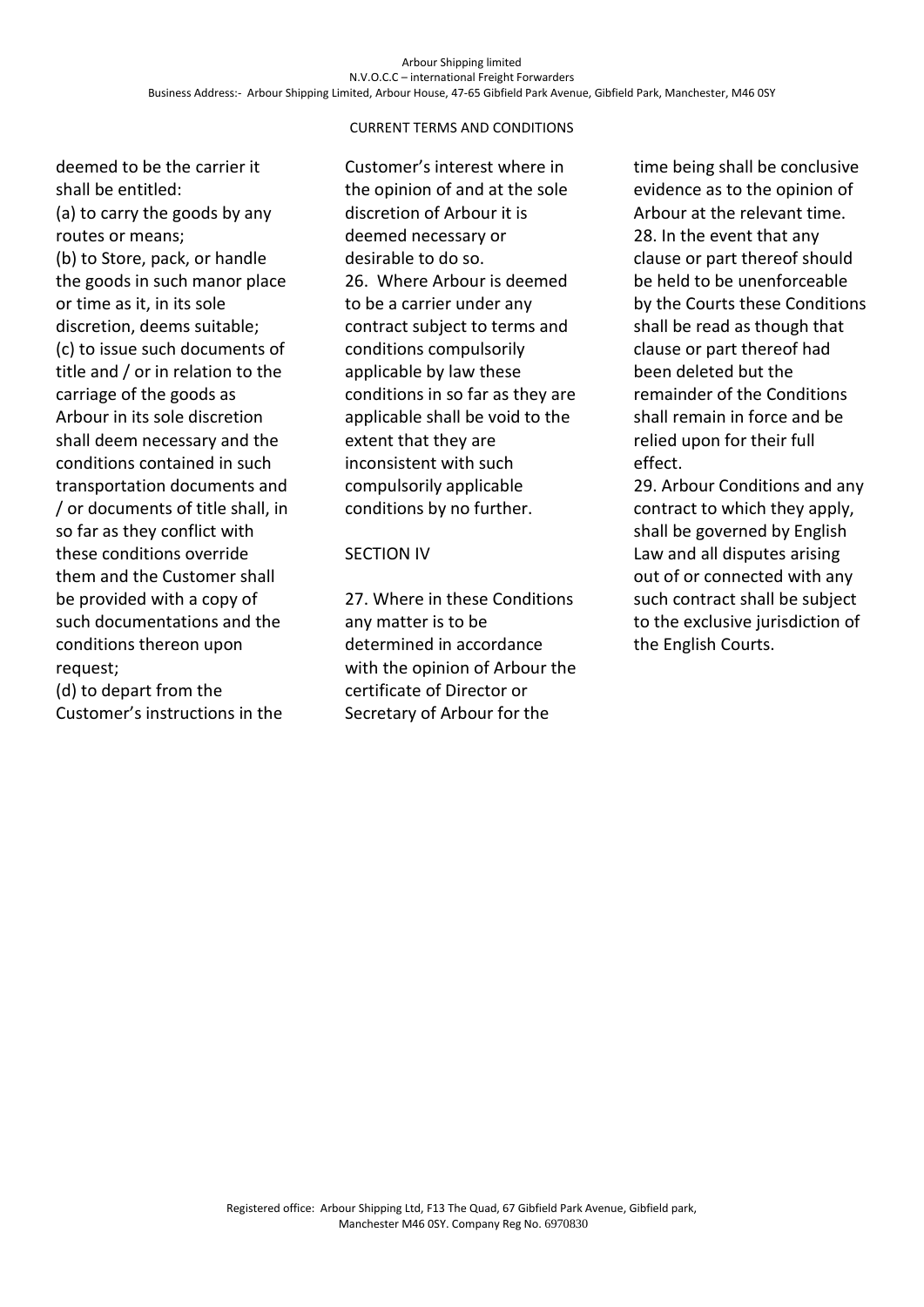deemed to be the carrier it shall be entitled:

(a) to carry the goods by any routes or means;

(b) to Store, pack, or handle the goods in such manor place or time as it, in its sole discretion, deems suitable;

(c) to issue such documents of title and / or in relation to the carriage of the goods as Arbour in its sole discretion shall deem necessary and the conditions contained in such transportation documents and / or documents of title shall, in so far as they conflict with these conditions override them and the Customer shall be provided with a copy of such documentations and the conditions thereon upon request;

(d) to depart from the Customer's instructions in the Customer's interest where in the opinion of and at the sole discretion of Arbour it is deemed necessary or desirable to do so.

26. Where Arbour is deemed to be a carrier under any contract subject to terms and conditions compulsorily applicable by law these conditions in so far as they are applicable shall be void to the extent that they are inconsistent with such compulsorily applicable conditions by no further.

## SECTION IV

27. Where in these Conditions any matter is to be determined in accordance with the opinion of Arbour the certificate of Director or Secretary of Arbour for the time being shall be conclusive evidence as to the opinion of Arbour at the relevant time.

28. In the event that any clause or part thereof should be held to be unenforceable by the Courts these Conditions shall be read as though that clause or part thereof had been deleted but the remainder of the Conditions shall remain in force and be relied upon for their full effect.

29. Arbour Conditions and any contract to which they apply, shall be governed by English Law and all disputes arising out of or connected with any such contract shall be subject to the exclusive jurisdiction of the English Courts.